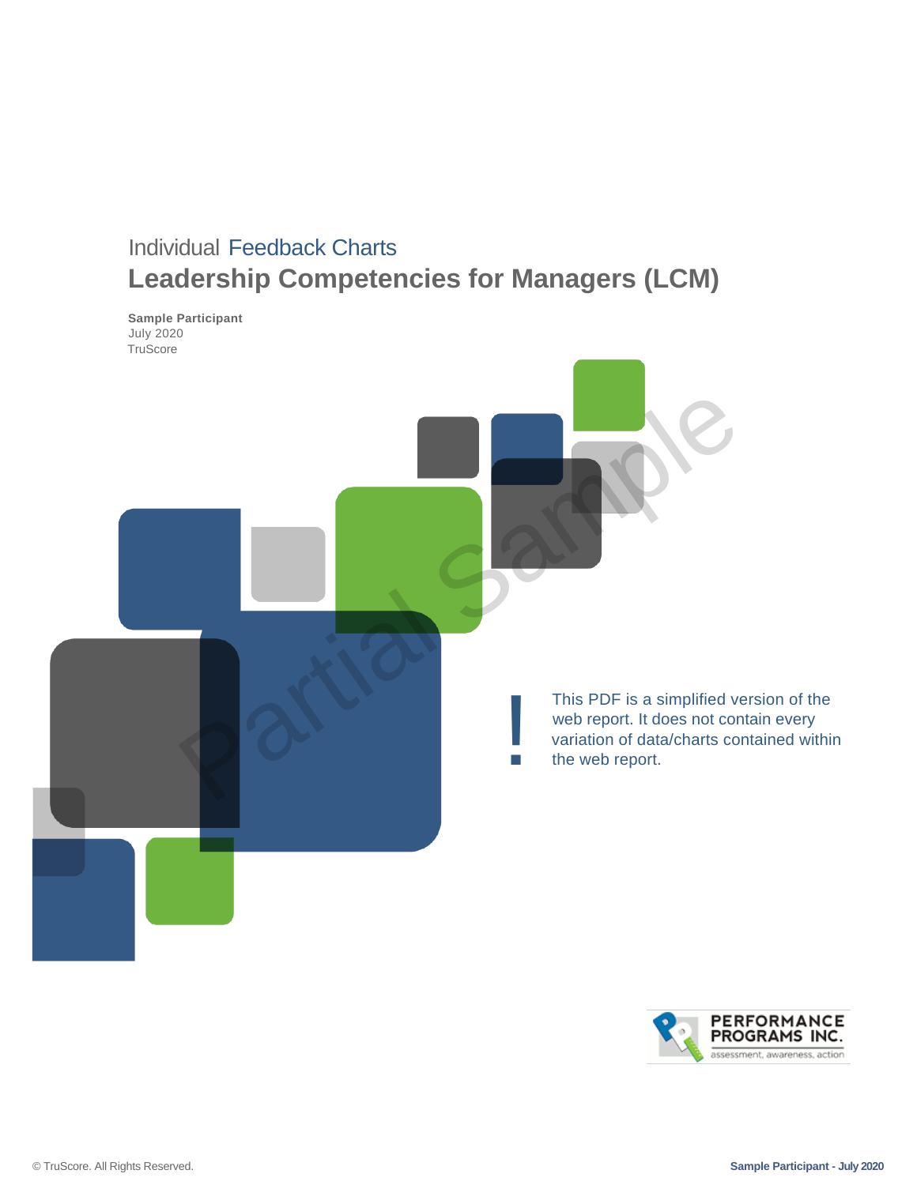Individual Feedback Charts

# Leadership Competencies for Managers (LCM)

**Sample Participant**
July 2020
TruScore

Partial Sample

This PDF is a simplified version of the web report. It does not contain every variation of data/charts contained within the web report.

PERFORMANCE PROGRAMS INC.
assessment, awareness, action

© TruScore. All Rights Reserved.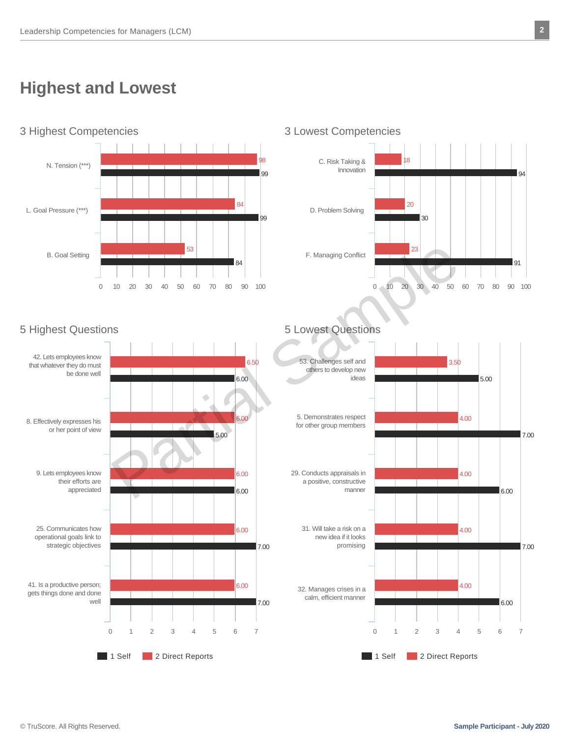# Highest and Lowest

## 3 Highest Competencies

| Competency | 1 Self | 2 Direct Reports |
|---|---|---|
| N. Tension (***) | 99 | 98 |
| L. Goal Pressure (***) | 99 | 84 |
| B. Goal Setting | 84 | 53 |

## 3 Lowest Competencies

| Competency | 1 Self | 2 Direct Reports |
|---|---|---|
| C. Risk Taking & Innovation | 94 | 18 |
| D. Problem Solving | 30 | 20 |
| F. Managing Conflict | 91 | 23 |

## 5 Highest Questions

| Question | 1 Self | 2 Direct Reports |
|---|---|---|
| 42. Lets employees know that whatever they do must be done well | 6.00 | 6.50 |
| 8. Effectively expresses his or her point of view | 5.00 | 6.00 |
| 9. Lets employees know their efforts are appreciated | 6.00 | 6.00 |
| 25. Communicates how operational goals link to strategic objectives | 7.00 | 6.00 |
| 41. Is a productive person; gets things done and done well | 7.00 | 6.00 |

## 5 Lowest Questions

| Question | 1 Self | 2 Direct Reports |
|---|---|---|
| 53. Challenges self and others to develop new ideas | 5.00 | 3.50 |
| 5. Demonstrates respect for other group members | 7.00 | 4.00 |
| 29. Conducts appraisals in a positive, constructive manner | 6.00 | 4.00 |
| 31. Will take a risk on a new idea if it looks promising | 7.00 | 4.00 |
| 32. Manages crises in a calm, efficient manner | 6.00 | 4.00 |

© TruScore. All Rights Reserved.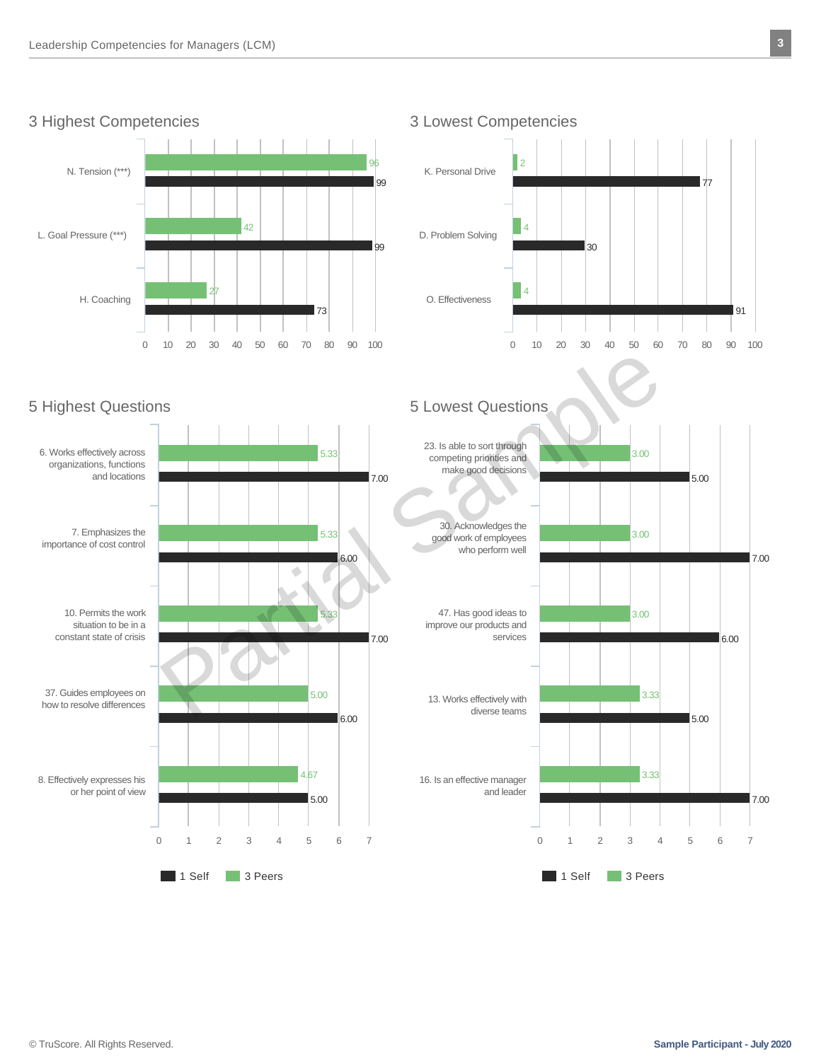## 3 Highest Competencies

| Competency | 3 Peers | 1 Self |
|---|---|---|
| N. Tension (***) | 96 | 99 |
| L. Goal Pressure (***) | 42 | 99 |
| H. Coaching | 27 | 73 |

## 3 Lowest Competencies

| Competency | 3 Peers | 1 Self |
|---|---|---|
| K. Personal Drive | 2 | 77 |
| D. Problem Solving | 4 | 30 |
| O. Effectiveness | 4 | 91 |

## 5 Highest Questions

| Question | 3 Peers | 1 Self |
|---|---|---|
| 6. Works effectively across organizations, functions and locations | 5.33 | 7.00 |
| 7. Emphasizes the importance of cost control | 5.33 | 6.00 |
| 10. Permits the work situation to be in a constant state of crisis | 5.33 | 7.00 |
| 37. Guides employees on how to resolve differences | 5.00 | 6.00 |
| 8. Effectively expresses his or her point of view | 4.67 | 5.00 |

## 5 Lowest Questions

| Question | 3 Peers | 1 Self |
|---|---|---|
| 23. Is able to sort through competing priorities and make good decisions | 3.00 | 5.00 |
| 30. Acknowledges the good work of employees who perform well | 3.00 | 7.00 |
| 47. Has good ideas to improve our products and services | 3.00 | 6.00 |
| 13. Works effectively with diverse teams | 3.33 | 5.00 |
| 16. Is an effective manager and leader | 3.33 | 7.00 |

Partial Sample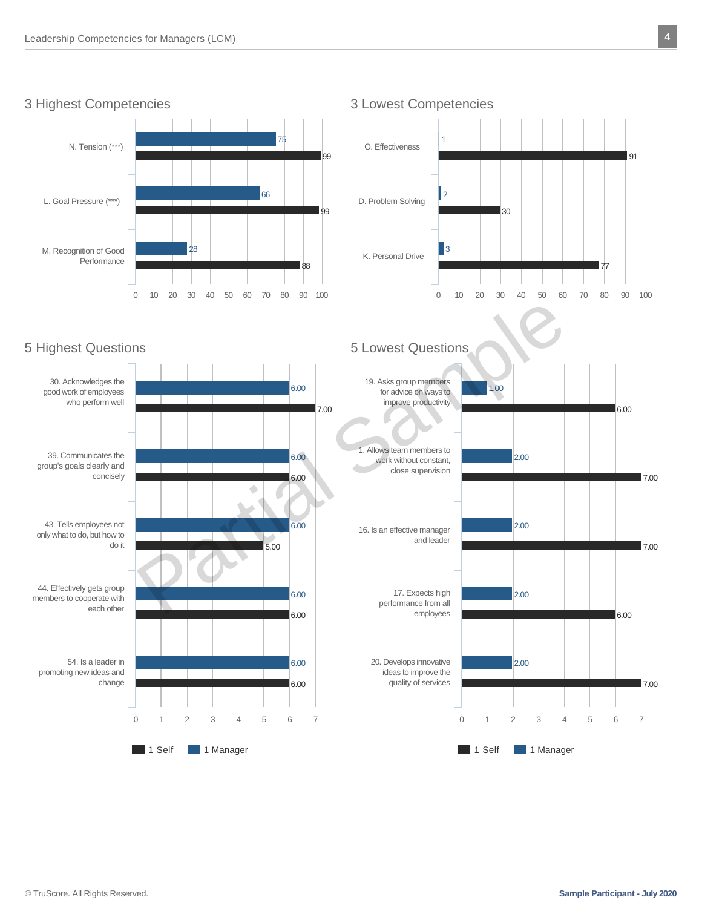## 3 Highest Competencies

| Competency | 1 Manager | 1 Self |
|---|---|---|
| N. Tension (***) | 75 | 99 |
| L. Goal Pressure (***) | 66 | 99 |
| M. Recognition of Good Performance | 28 | 88 |

## 3 Lowest Competencies

| Competency | 1 Manager | 1 Self |
|---|---|---|
| O. Effectiveness | 1 | 91 |
| D. Problem Solving | 2 | 30 |
| K. Personal Drive | 3 | 77 |

## 5 Highest Questions

| Question | 1 Manager | 1 Self |
|---|---|---|
| 30. Acknowledges the good work of employees who perform well | 6.00 | 7.00 |
| 39. Communicates the group's goals clearly and concisely | 6.00 | 6.00 |
| 43. Tells employees not only what to do, but how to do it | 6.00 | 5.00 |
| 44. Effectively gets group members to cooperate with each other | 6.00 | 6.00 |
| 54. Is a leader in promoting new ideas and change | 6.00 | 6.00 |

## 5 Lowest Questions

| Question | 1 Manager | 1 Self |
|---|---|---|
| 19. Asks group members for advice on ways to improve productivity | 1.00 | 6.00 |
| 1. Allows team members to work without constant, close supervision | 2.00 | 7.00 |
| 16. Is an effective manager and leader | 2.00 | 7.00 |
| 17. Expects high performance from all employees | 2.00 | 6.00 |
| 20. Develops innovative ideas to improve the quality of services | 2.00 | 7.00 |

Partial Sample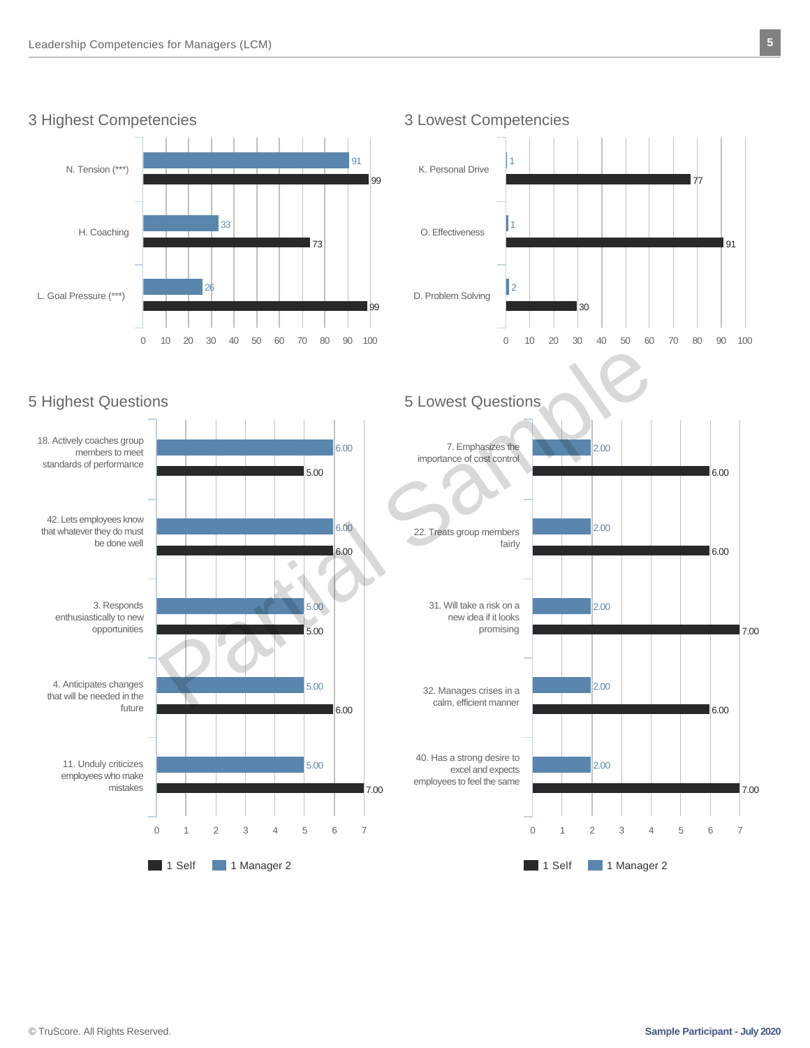## 3 Highest Competencies

| Competency | 1 Manager 2 | 1 Self |
|---|---|---|
| N. Tension (***) | 91 | 99 |
| H. Coaching | 33 | 73 |
| L. Goal Pressure (***) | 26 | 99 |

## 3 Lowest Competencies

| Competency | 1 Manager 2 | 1 Self |
|---|---|---|
| K. Personal Drive | 1 | 77 |
| O. Effectiveness | 1 | 91 |
| D. Problem Solving | 2 | 30 |

## 5 Highest Questions

| Question | 1 Manager 2 | 1 Self |
|---|---|---|
| 18. Actively coaches group members to meet standards of performance | 6.00 | 5.00 |
| 42. Lets employees know that whatever they do must be done well | 6.00 | 6.00 |
| 3. Responds enthusiastically to new opportunities | 5.00 | 5.00 |
| 4. Anticipates changes that will be needed in the future | 5.00 | 6.00 |
| 11. Unduly criticizes employees who make mistakes | 5.00 | 7.00 |

## 5 Lowest Questions

| Question | 1 Manager 2 | 1 Self |
|---|---|---|
| 7. Emphasizes the importance of cost control | 2.00 | 6.00 |
| 22. Treats group members fairly | 2.00 | 6.00 |
| 31. Will take a risk on a new idea if it looks promising | 2.00 | 7.00 |
| 32. Manages crises in a calm, efficient manner | 2.00 | 6.00 |
| 40. Has a strong desire to excel and expects employees to feel the same | 2.00 | 7.00 |

Partial Sample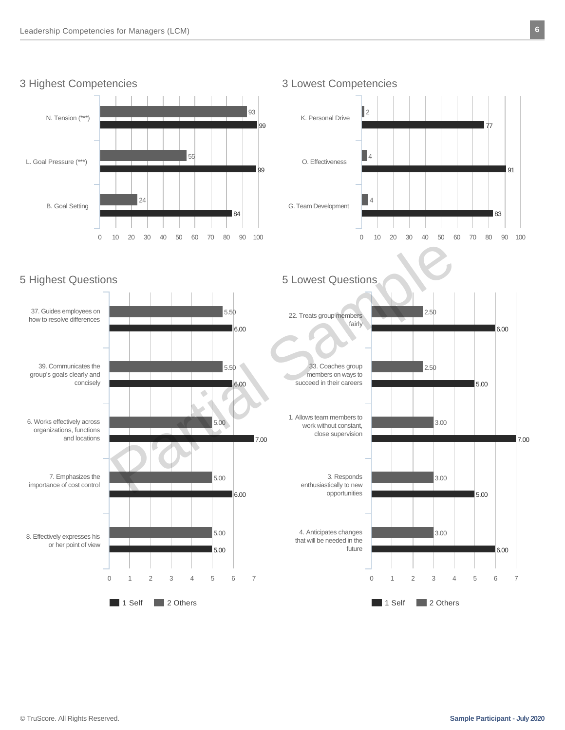## 3 Highest Competencies

| Competency | 2 Others | 1 Self |
| --- | --- | --- |
| N. Tension (***) | 93 | 99 |
| L. Goal Pressure (***) | 55 | 99 |
| B. Goal Setting | 24 | 84 |

## 3 Lowest Competencies

| Competency | 2 Others | 1 Self |
| --- | --- | --- |
| K. Personal Drive | 2 | 77 |
| O. Effectiveness | 4 | 91 |
| G. Team Development | 4 | 83 |

## 5 Highest Questions

| Question | 2 Others | 1 Self |
| --- | --- | --- |
| 37. Guides employees on how to resolve differences | 5.50 | 6.00 |
| 39. Communicates the group's goals clearly and concisely | 5.50 | 6.00 |
| 6. Works effectively across organizations, functions and locations | 5.00 | 7.00 |
| 7. Emphasizes the importance of cost control | 5.00 | 6.00 |
| 8. Effectively expresses his or her point of view | 5.00 | 5.00 |

## 5 Lowest Questions

| Question | 2 Others | 1 Self |
| --- | --- | --- |
| 22. Treats group members fairly | 2.50 | 6.00 |
| 33. Coaches group members on ways to succeed in their careers | 2.50 | 5.00 |
| 1. Allows team members to work without constant, close supervision | 3.00 | 7.00 |
| 3. Responds enthusiastically to new opportunities | 3.00 | 5.00 |
| 4. Anticipates changes that will be needed in the future | 3.00 | 6.00 |

Partial Sample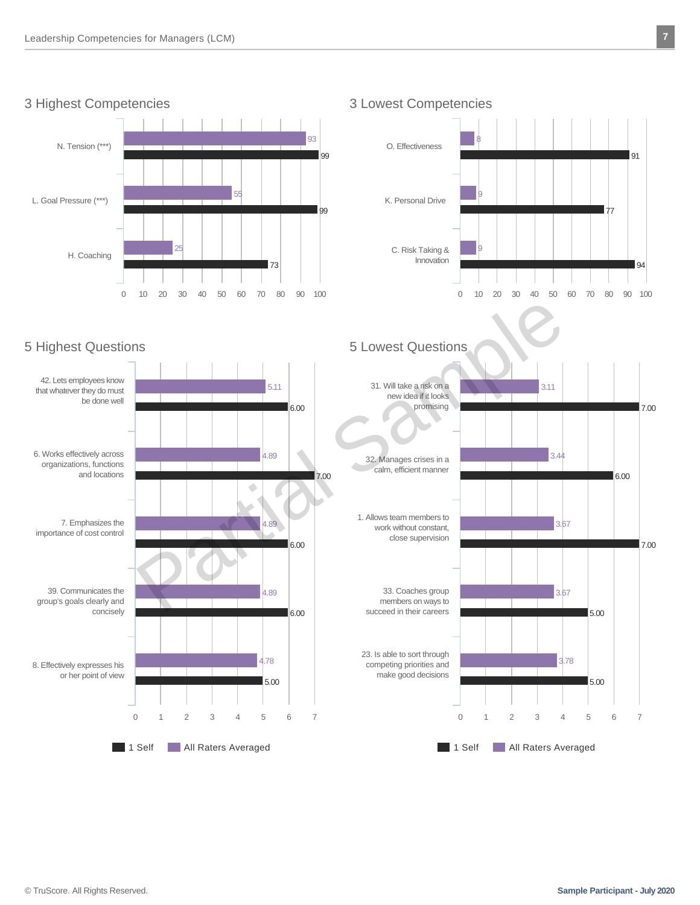## 3 Highest Competencies

| Competency | All Raters Averaged | 1 Self |
| --- | --- | --- |
| N. Tension (***) | 93 | 99 |
| L. Goal Pressure (***) | 55 | 99 |
| H. Coaching | 25 | 73 |

## 3 Lowest Competencies

| Competency | All Raters Averaged | 1 Self |
| --- | --- | --- |
| O. Effectiveness | 8 | 91 |
| K. Personal Drive | 9 | 77 |
| C. Risk Taking & Innovation | 9 | 94 |

## 5 Highest Questions

| Question | All Raters Averaged | 1 Self |
| --- | --- | --- |
| 42. Lets employees know that whatever they do must be done well | 5.11 | 6.00 |
| 6. Works effectively across organizations, functions and locations | 4.89 | 7.00 |
| 7. Emphasizes the importance of cost control | 4.89 | 6.00 |
| 39. Communicates the group's goals clearly and concisely | 4.89 | 6.00 |
| 8. Effectively expresses his or her point of view | 4.78 | 5.00 |

## 5 Lowest Questions

| Question | All Raters Averaged | 1 Self |
| --- | --- | --- |
| 31. Will take a risk on a new idea if it looks promising | 3.11 | 7.00 |
| 32. Manages crises in a calm, efficient manner | 3.44 | 6.00 |
| 1. Allows team members to work without constant, close supervision | 3.67 | 7.00 |
| 33. Coaches group members on ways to succeed in their careers | 3.67 | 5.00 |
| 23. Is able to sort through competing priorities and make good decisions | 3.78 | 5.00 |

Partial Sample

© TruScore. All Rights Reserved.

Sample Participant - July 2020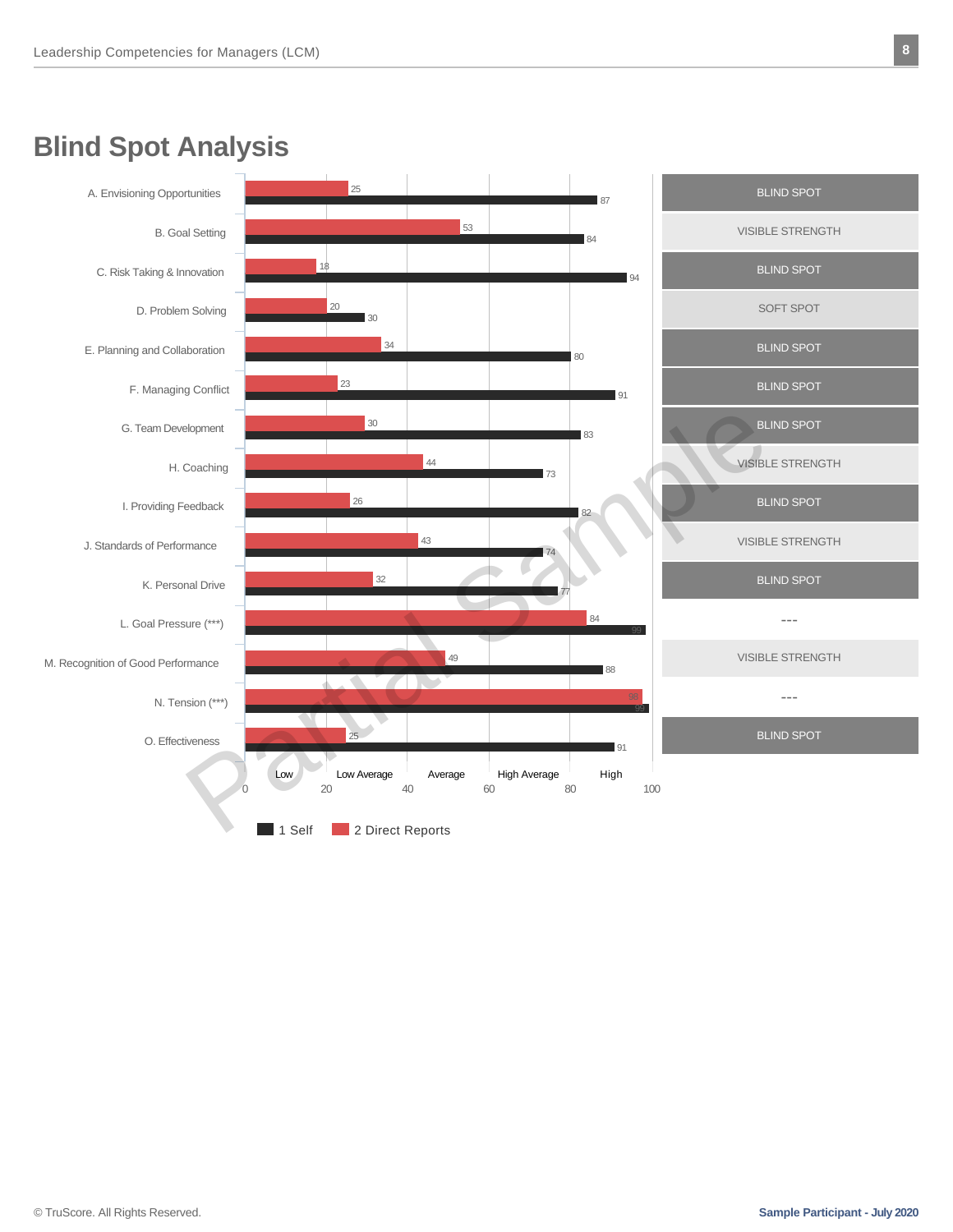# Blind Spot Analysis

| Competency | 1 Self | 2 Direct Reports | Classification |
|---|---|---|---|
| A. Envisioning Opportunities | 87 | 25 | BLIND SPOT |
| B. Goal Setting | 84 | 53 | VISIBLE STRENGTH |
| C. Risk Taking & Innovation | 94 | 18 | BLIND SPOT |
| D. Problem Solving | 30 | 20 | SOFT SPOT |
| E. Planning and Collaboration | 80 | 34 | BLIND SPOT |
| F. Managing Conflict | 91 | 23 | BLIND SPOT |
| G. Team Development | 83 | 30 | BLIND SPOT |
| H. Coaching | 73 | 44 | VISIBLE STRENGTH |
| I. Providing Feedback | 82 | 26 | BLIND SPOT |
| J. Standards of Performance | 74 | 43 | VISIBLE STRENGTH |
| K. Personal Drive | 77 | 32 | BLIND SPOT |
| L. Goal Pressure (***) | 99 | 84 | --- |
| M. Recognition of Good Performance | 88 | 49 | VISIBLE STRENGTH |
| N. Tension (***) | 99 | 98 | --- |
| O. Effectiveness | 91 | 25 | BLIND SPOT |

Scale: 0–100 (Low, Low Average, Average, High Average, High)

Legend: 1 Self, 2 Direct Reports

Partial Sample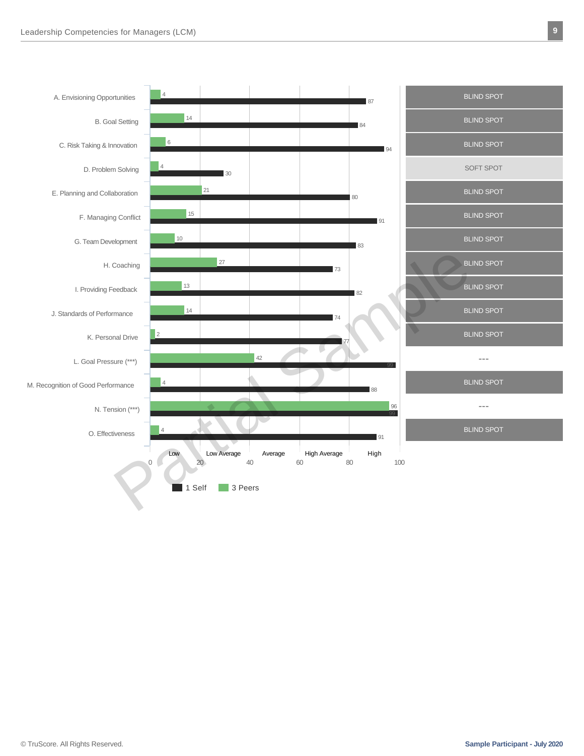| Competency | 1 Self | 3 Peers | |
|---|---|---|---|
| A. Envisioning Opportunities | 87 | 4 | BLIND SPOT |
| B. Goal Setting | 84 | 14 | BLIND SPOT |
| C. Risk Taking & Innovation | 94 | 6 | BLIND SPOT |
| D. Problem Solving | 30 | 4 | SOFT SPOT |
| E. Planning and Collaboration | 80 | 21 | BLIND SPOT |
| F. Managing Conflict | 91 | 15 | BLIND SPOT |
| G. Team Development | 83 | 10 | BLIND SPOT |
| H. Coaching | 73 | 27 | BLIND SPOT |
| I. Providing Feedback | 82 | 13 | BLIND SPOT |
| J. Standards of Performance | 74 | 14 | BLIND SPOT |
| K. Personal Drive | 77 | 2 | BLIND SPOT |
| L. Goal Pressure (***) | 99 | 42 | --- |
| M. Recognition of Good Performance | 88 | 4 | BLIND SPOT |
| N. Tension (***) | 99 | 96 | --- |
| O. Effectiveness | 91 | 4 | BLIND SPOT |

Scale: 0 – 100 (Low, Low Average, Average, High Average, High)

Legend: 1 Self, 3 Peers

Partial Sample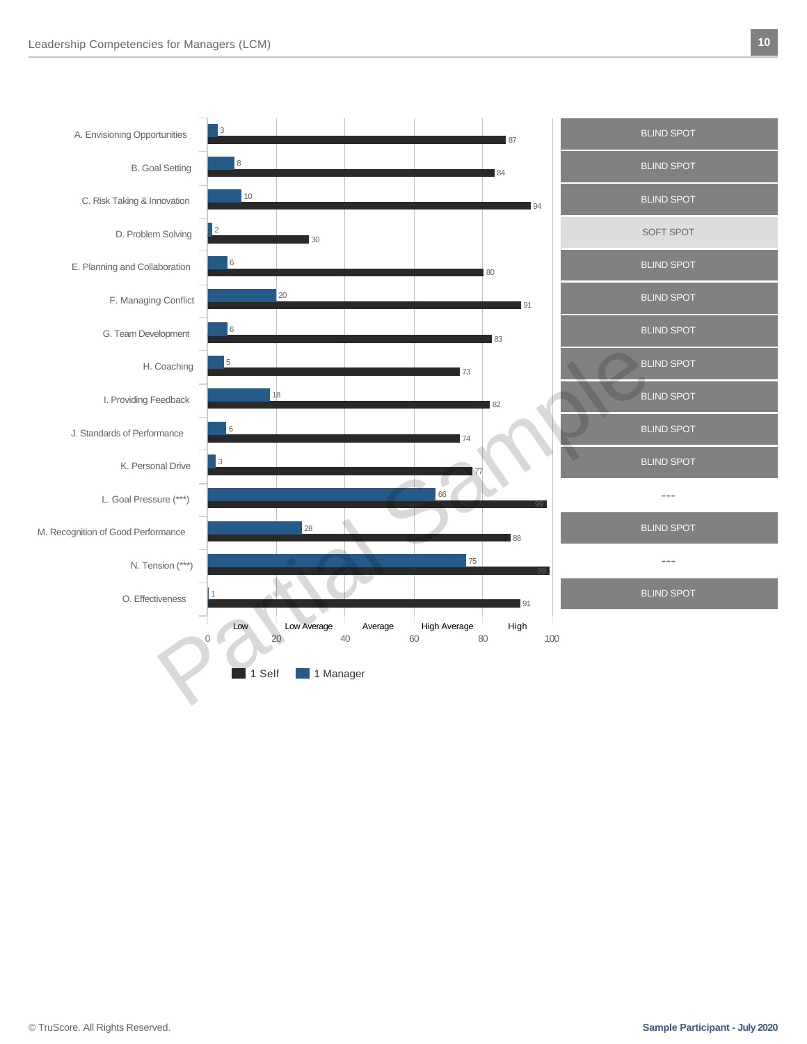| Competency | Self | Manager | |
|---|---|---|---|
| A. Envisioning Opportunities | 87 | 3 | BLIND SPOT |
| B. Goal Setting | 84 | 8 | BLIND SPOT |
| C. Risk Taking & Innovation | 94 | 10 | BLIND SPOT |
| D. Problem Solving | 30 | 2 | SOFT SPOT |
| E. Planning and Collaboration | 80 | 6 | BLIND SPOT |
| F. Managing Conflict | 91 | 20 | BLIND SPOT |
| G. Team Development | 83 | 6 | BLIND SPOT |
| H. Coaching | 73 | 5 | BLIND SPOT |
| I. Providing Feedback | 82 | 18 | BLIND SPOT |
| J. Standards of Performance | 74 | 6 | BLIND SPOT |
| K. Personal Drive | 77 | 3 | BLIND SPOT |
| L. Goal Pressure (***) | 99 | 66 | --- |
| M. Recognition of Good Performance | 88 | 28 | BLIND SPOT |
| N. Tension (***) | 99 | 75 | --- |
| O. Effectiveness | 91 | 1 | BLIND SPOT |

Scale: 0 – 100 (Low, Low Average, Average, High Average, High)

Legend: 1 Self, 1 Manager

Partial Sample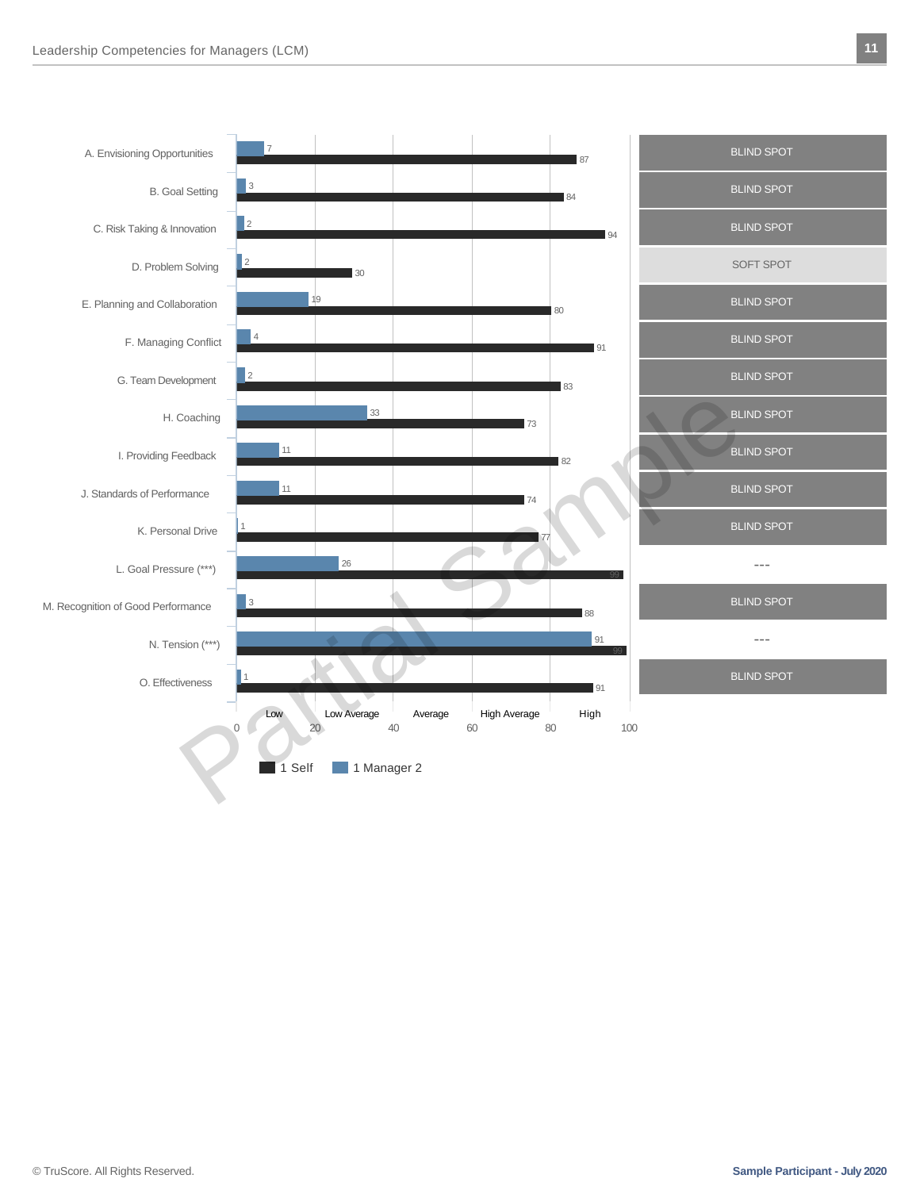| Competency | 1 Self | 1 Manager 2 | |
|---|---|---|---|
| A. Envisioning Opportunities | 87 | 7 | BLIND SPOT |
| B. Goal Setting | 84 | 3 | BLIND SPOT |
| C. Risk Taking & Innovation | 94 | 2 | BLIND SPOT |
| D. Problem Solving | 30 | 2 | SOFT SPOT |
| E. Planning and Collaboration | 80 | 19 | BLIND SPOT |
| F. Managing Conflict | 91 | 4 | BLIND SPOT |
| G. Team Development | 83 | 2 | BLIND SPOT |
| H. Coaching | 73 | 33 | BLIND SPOT |
| I. Providing Feedback | 82 | 11 | BLIND SPOT |
| J. Standards of Performance | 74 | 11 | BLIND SPOT |
| K. Personal Drive | 77 | 1 | BLIND SPOT |
| L. Goal Pressure (***) | 99 | 26 | --- |
| M. Recognition of Good Performance | 88 | 3 | BLIND SPOT |
| N. Tension (***) | 99 | 91 | --- |
| O. Effectiveness | 91 | 1 | BLIND SPOT |

Scale: 0–100 (Low, Low Average, Average, High Average, High)

Legend: 1 Self, 1 Manager 2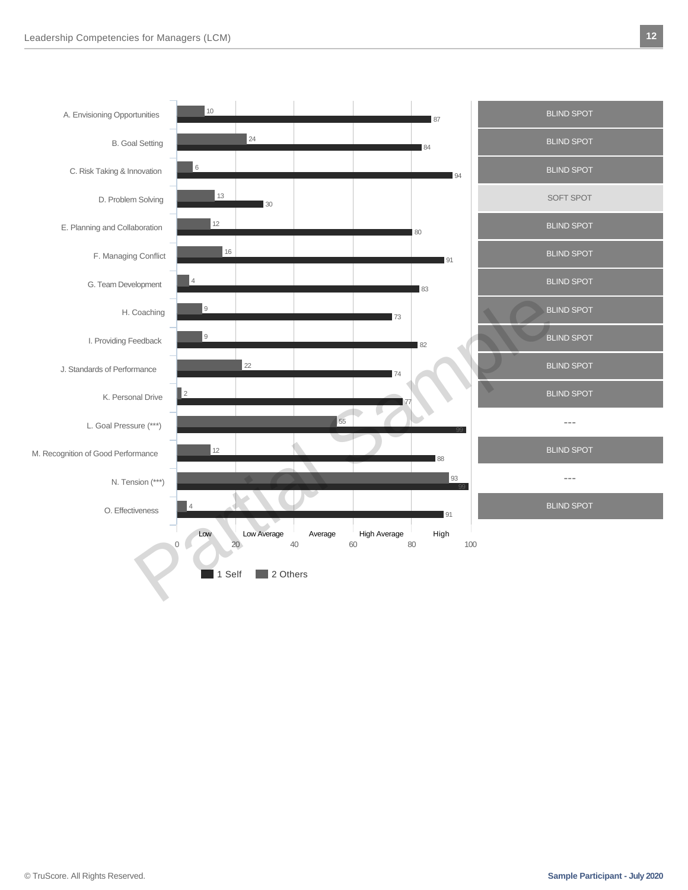| Competency | Others | Self | |
|---|---|---|---|
| A. Envisioning Opportunities | 10 | 87 | BLIND SPOT |
| B. Goal Setting | 24 | 84 | BLIND SPOT |
| C. Risk Taking & Innovation | 6 | 94 | BLIND SPOT |
| D. Problem Solving | 13 | 30 | SOFT SPOT |
| E. Planning and Collaboration | 12 | 80 | BLIND SPOT |
| F. Managing Conflict | 16 | 91 | BLIND SPOT |
| G. Team Development | 4 | 83 | BLIND SPOT |
| H. Coaching | 9 | 73 | BLIND SPOT |
| I. Providing Feedback | 9 | 82 | BLIND SPOT |
| J. Standards of Performance | 22 | 74 | BLIND SPOT |
| K. Personal Drive | 2 | 77 | BLIND SPOT |
| L. Goal Pressure (***) | 55 | 99 | --- |
| M. Recognition of Good Performance | 12 | 88 | BLIND SPOT |
| N. Tension (***) | 93 | 99 | --- |
| O. Effectiveness | 4 | 91 | BLIND SPOT |

Scale: 0–20 Low, 20–40 Low Average, 40–60 Average, 60–80 High Average, 80–100 High

Legend: 1 Self, 2 Others

Partial Sample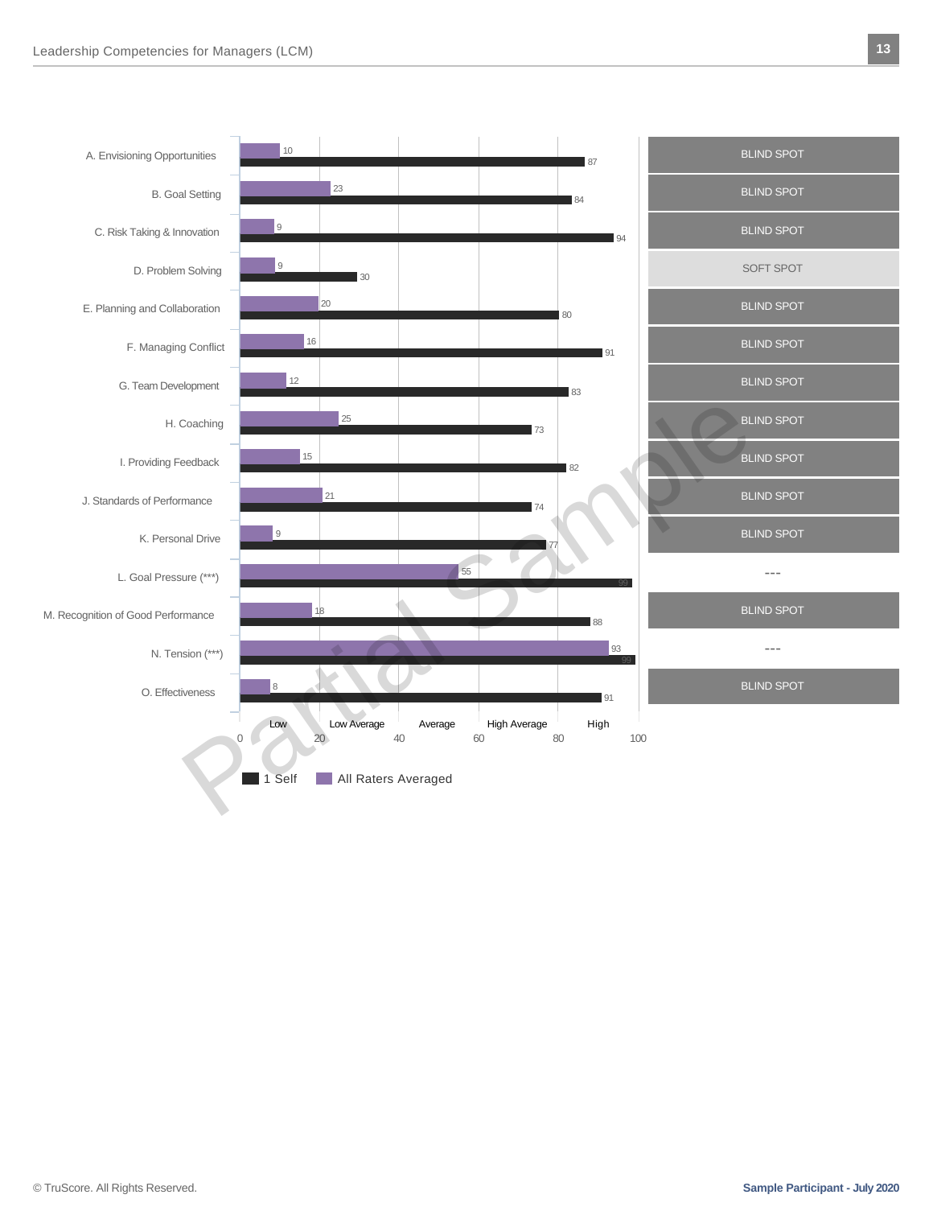| Competency | All Raters Averaged | 1 Self | Status |
|---|---|---|---|
| A. Envisioning Opportunities | 10 | 87 | BLIND SPOT |
| B. Goal Setting | 23 | 84 | BLIND SPOT |
| C. Risk Taking & Innovation | 9 | 94 | BLIND SPOT |
| D. Problem Solving | 9 | 30 | SOFT SPOT |
| E. Planning and Collaboration | 20 | 80 | BLIND SPOT |
| F. Managing Conflict | 16 | 91 | BLIND SPOT |
| G. Team Development | 12 | 83 | BLIND SPOT |
| H. Coaching | 25 | 73 | BLIND SPOT |
| I. Providing Feedback | 15 | 82 | BLIND SPOT |
| J. Standards of Performance | 21 | 74 | BLIND SPOT |
| K. Personal Drive | 9 | 77 | BLIND SPOT |
| L. Goal Pressure (***) | 55 | 99 | --- |
| M. Recognition of Good Performance | 18 | 88 | BLIND SPOT |
| N. Tension (***) | 93 | 99 | --- |
| O. Effectiveness | 8 | 91 | BLIND SPOT |

Scale: 0 – 100 (Low, Low Average, Average, High Average, High)

Legend: 1 Self; All Raters Averaged

Partial Sample

© TruScore. All Rights Reserved.

**Sample Participant - July 2020**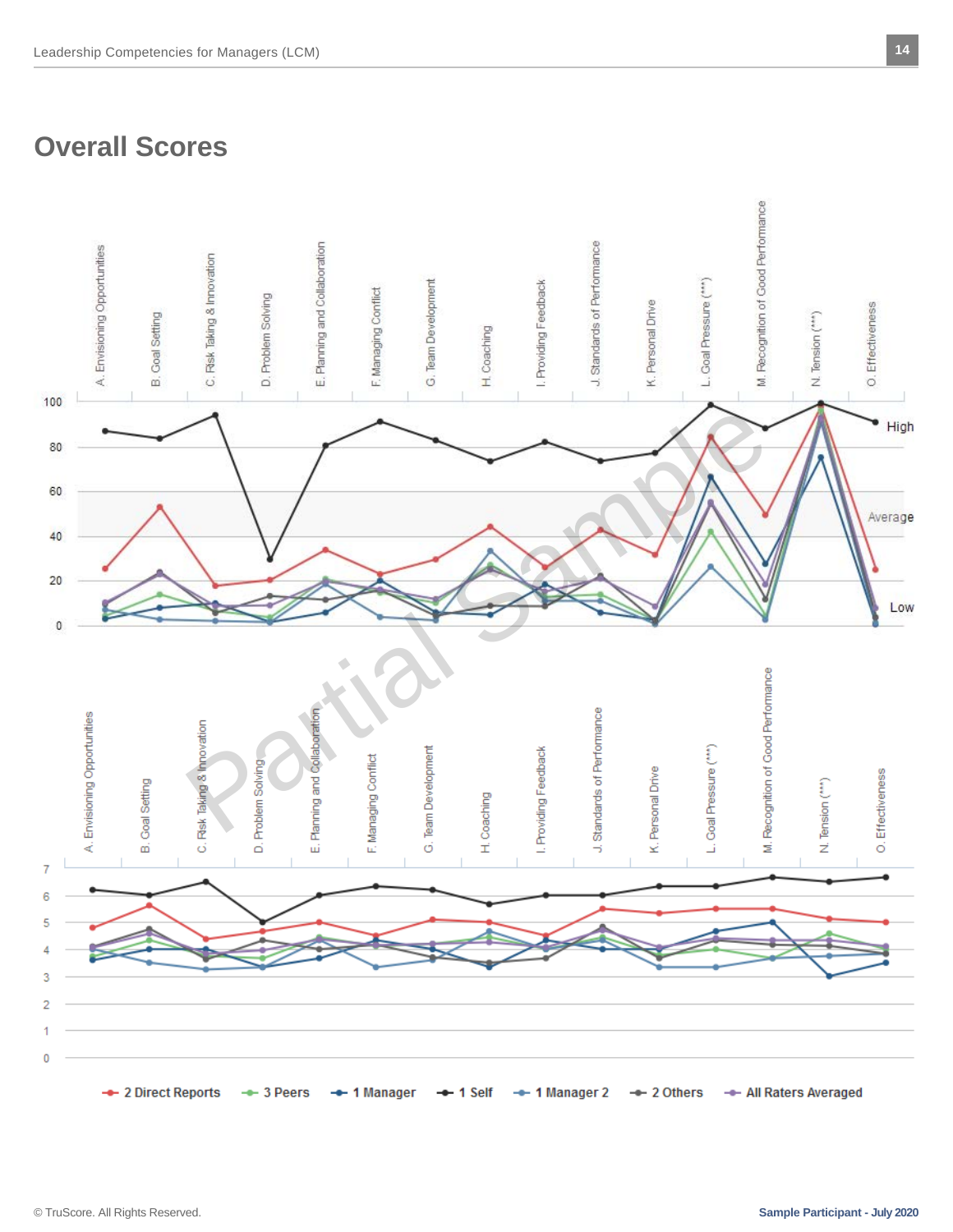## Overall Scores

A. Envisioning Opportunities | B. Goal Setting | C. Risk Taking & Innovation | D. Problem Solving | E. Planning and Collaboration | F. Managing Conflict | G. Team Development | H. Coaching | I. Providing Feedback | J. Standards of Performance | K. Personal Drive | L. Goal Pressure (***) | M. Recognition of Good Performance | N. Tension (***) | O. Effectiveness

100, 80, 60, 40, 20, 0

High

Average

Low

A. Envisioning Opportunities | B. Goal Setting | C. Risk Taking & Innovation | D. Problem Solving | E. Planning and Collaboration | F. Managing Conflict | G. Team Development | H. Coaching | I. Providing Feedback | J. Standards of Performance | K. Personal Drive | L. Goal Pressure (***) | M. Recognition of Good Performance | N. Tension (***) | O. Effectiveness

7, 6, 5, 4, 3, 2, 1, 0

2 Direct Reports | 3 Peers | 1 Manager | 1 Self | 1 Manager 2 | 2 Others | All Raters Averaged

Partial Sample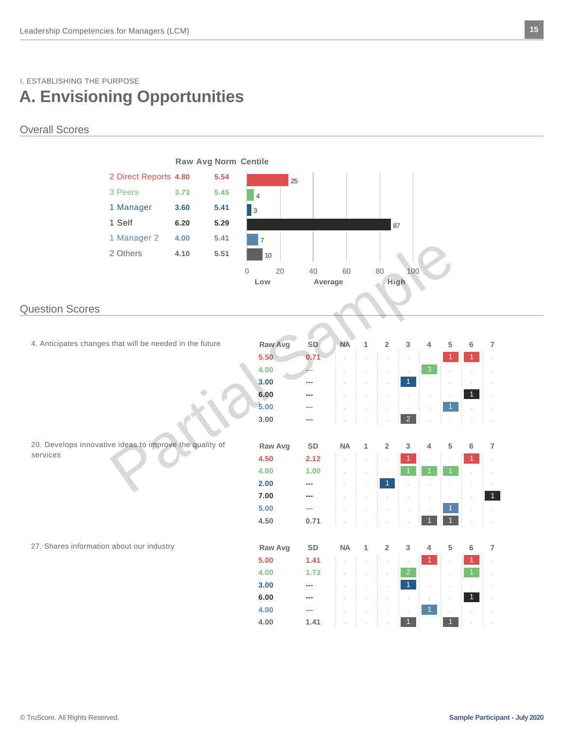I. ESTABLISHING THE PURPOSE

# A. Envisioning Opportunities

## Overall Scores

| | Raw Avg | Norm | Centile |
|---|---|---|---|
| 2 Direct Reports | 4.80 | 5.54 | 25 |
| 3 Peers | 3.73 | 5.45 | 4 |
| 1 Manager | 3.60 | 5.41 | 3 |
| 1 Self | 6.20 | 5.29 | 87 |
| 1 Manager 2 | 4.00 | 5.41 | 7 |
| 2 Others | 4.10 | 5.51 | 10 |

Scale: 0 – 20 – 40 – 60 – 80 – 100 (Low, Average, High)

Partial Sample

## Question Scores

4. Anticipates changes that will be needed in the future

| Raw Avg | SD | NA | 1 | 2 | 3 | 4 | 5 | 6 | 7 |
|---|---|---|---|---|---|---|---|---|---|
| 5.50 | 0.71 | . | . | . | . | . | 1 | 1 | . |
| 4.00 | --- | . | . | . | . | 3 | . | . | . |
| 3.00 | --- | . | . | . | 1 | . | . | . | . |
| 6.00 | --- | . | . | . | . | . | . | 1 | . |
| 5.00 | --- | . | . | . | . | . | 1 | . | . |
| 3.00 | --- | . | . | . | 2 | . | . | . | . |

20. Develops innovative ideas to improve the quality of services

| Raw Avg | SD | NA | 1 | 2 | 3 | 4 | 5 | 6 | 7 |
|---|---|---|---|---|---|---|---|---|---|
| 4.50 | 2.12 | . | . | . | 1 | . | . | 1 | . |
| 4.00 | 1.00 | . | . | . | 1 | 1 | 1 | . | . |
| 2.00 | --- | . | . | 1 | . | . | . | . | . |
| 7.00 | --- | . | . | . | . | . | . | . | 1 |
| 5.00 | --- | . | . | . | . | . | 1 | . | . |
| 4.50 | 0.71 | . | . | . | . | 1 | 1 | . | . |

27. Shares information about our industry

| Raw Avg | SD | NA | 1 | 2 | 3 | 4 | 5 | 6 | 7 |
|---|---|---|---|---|---|---|---|---|---|
| 5.00 | 1.41 | . | . | . | . | 1 | . | 1 | . |
| 4.00 | 1.73 | . | . | . | 2 | . | . | 1 | . |
| 3.00 | --- | . | . | . | 1 | . | . | . | . |
| 6.00 | --- | . | . | . | . | . | . | 1 | . |
| 4.00 | --- | . | . | . | . | 1 | . | . | . |
| 4.00 | 1.41 | . | . | . | 1 | . | 1 | . | . |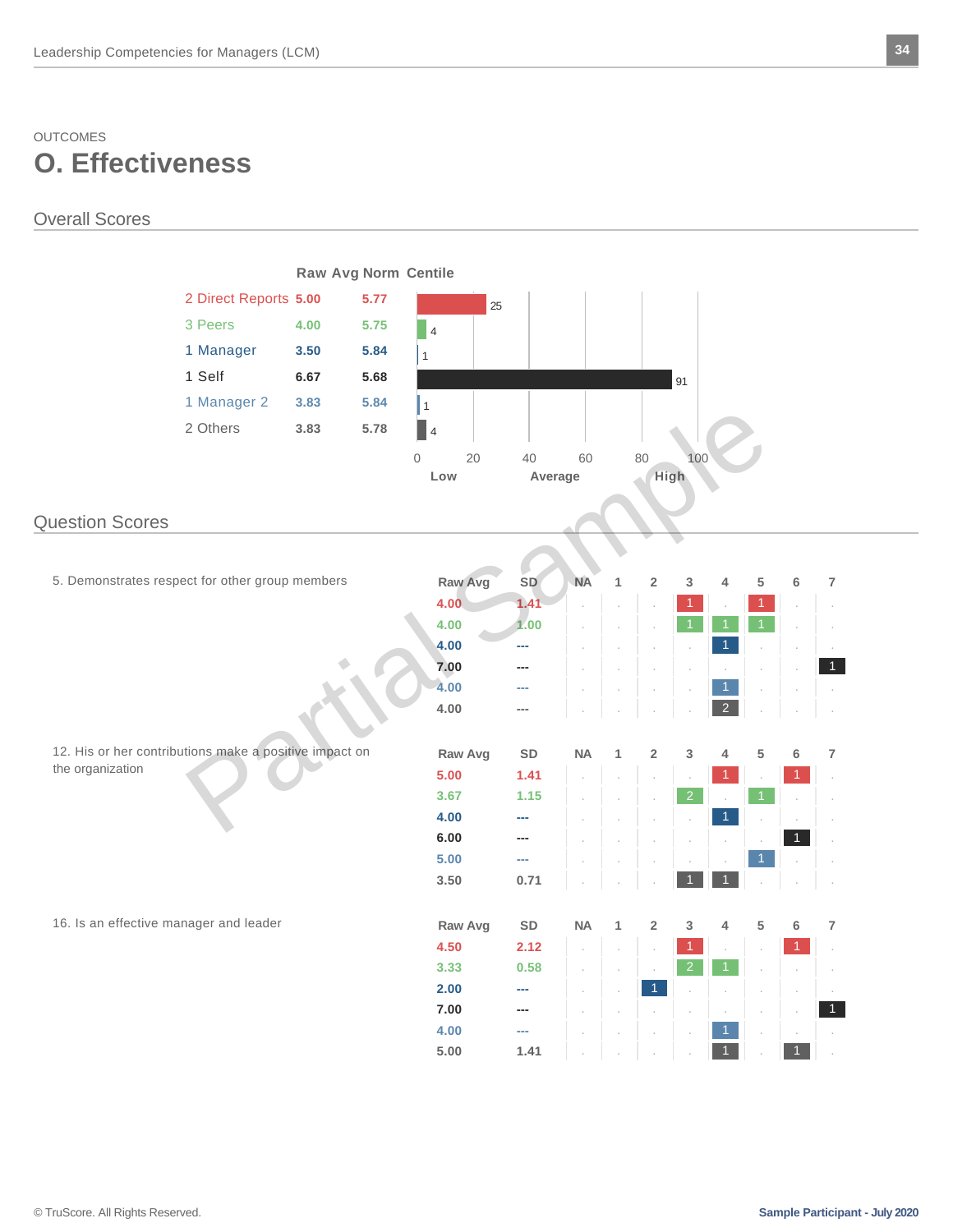OUTCOMES

# O. Effectiveness

## Overall Scores

| | Raw Avg | Norm | Centile |
|---|---|---|---|
| 2 Direct Reports | 5.00 | 5.77 | 25 |
| 3 Peers | 4.00 | 5.75 | 4 |
| 1 Manager | 3.50 | 5.84 | 1 |
| 1 Self | 6.67 | 5.68 | 91 |
| 1 Manager 2 | 3.83 | 5.84 | 1 |
| 2 Others | 3.83 | 5.78 | 4 |

Centile scale: 0–100 (Low / Average / High)

## Question Scores

5. Demonstrates respect for other group members

| Raw Avg | SD | NA | 1 | 2 | 3 | 4 | 5 | 6 | 7 |
|---|---|---|---|---|---|---|---|---|---|
| 4.00 | 1.41 | . | . | . | 1 | . | 1 | . | . |
| 4.00 | 1.00 | . | . | . | 1 | 1 | 1 | . | . |
| 4.00 | --- | . | . | . | . | 1 | . | . | . |
| 7.00 | --- | . | . | . | . | . | . | . | 1 |
| 4.00 | --- | . | . | . | . | 1 | . | . | . |
| 4.00 | --- | . | . | . | . | 2 | . | . | . |

12. His or her contributions make a positive impact on the organization

| Raw Avg | SD | NA | 1 | 2 | 3 | 4 | 5 | 6 | 7 |
|---|---|---|---|---|---|---|---|---|---|
| 5.00 | 1.41 | . | . | . | . | 1 | . | 1 | . |
| 3.67 | 1.15 | . | . | . | 2 | . | 1 | . | . |
| 4.00 | --- | . | . | . | . | 1 | . | . | . |
| 6.00 | --- | . | . | . | . | . | . | 1 | . |
| 5.00 | --- | . | . | . | . | . | 1 | . | . |
| 3.50 | 0.71 | . | . | . | 1 | 1 | . | . | . |

16. Is an effective manager and leader

| Raw Avg | SD | NA | 1 | 2 | 3 | 4 | 5 | 6 | 7 |
|---|---|---|---|---|---|---|---|---|---|
| 4.50 | 2.12 | . | . | . | 1 | . | . | 1 | . |
| 3.33 | 0.58 | . | . | . | 2 | 1 | . | . | . |
| 2.00 | --- | . | . | 1 | . | . | . | . | . |
| 7.00 | --- | . | . | . | . | . | . | . | 1 |
| 4.00 | --- | . | . | . | . | 1 | . | . | . |
| 5.00 | 1.41 | . | . | . | . | 1 | . | 1 | . |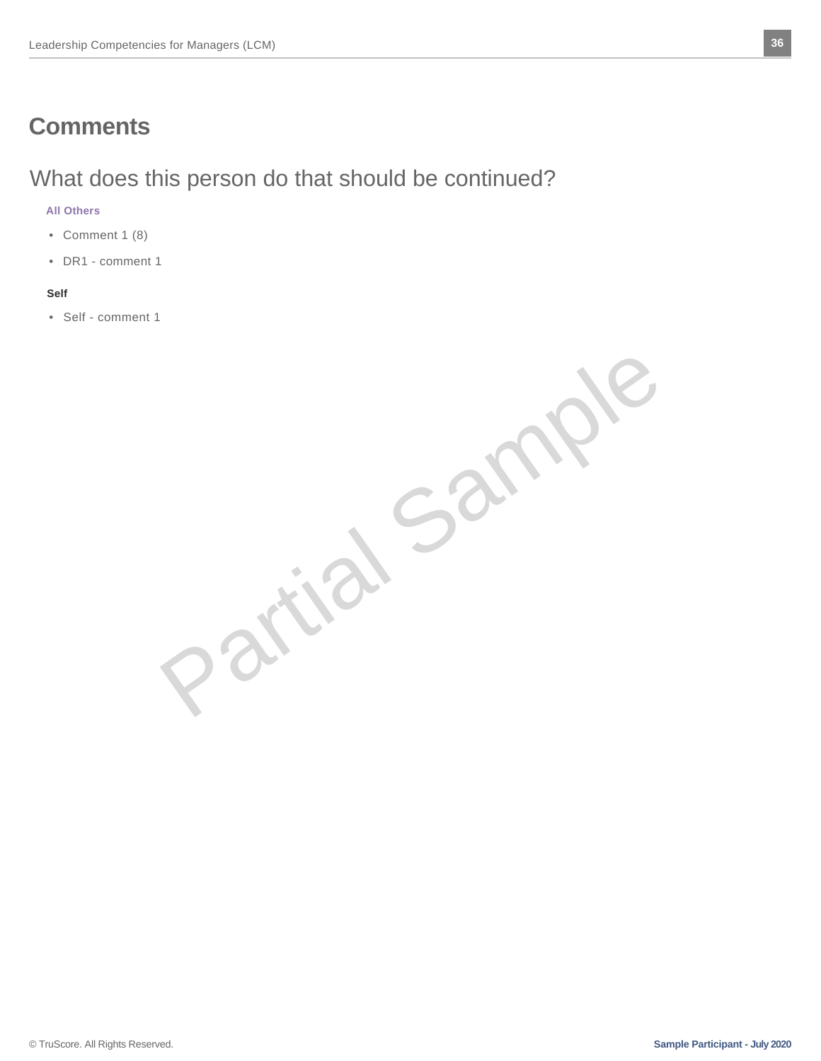# Comments

## What does this person do that should be continued?

**All Others**

- Comment 1 (8)
- DR1 - comment 1

**Self**

- Self - comment 1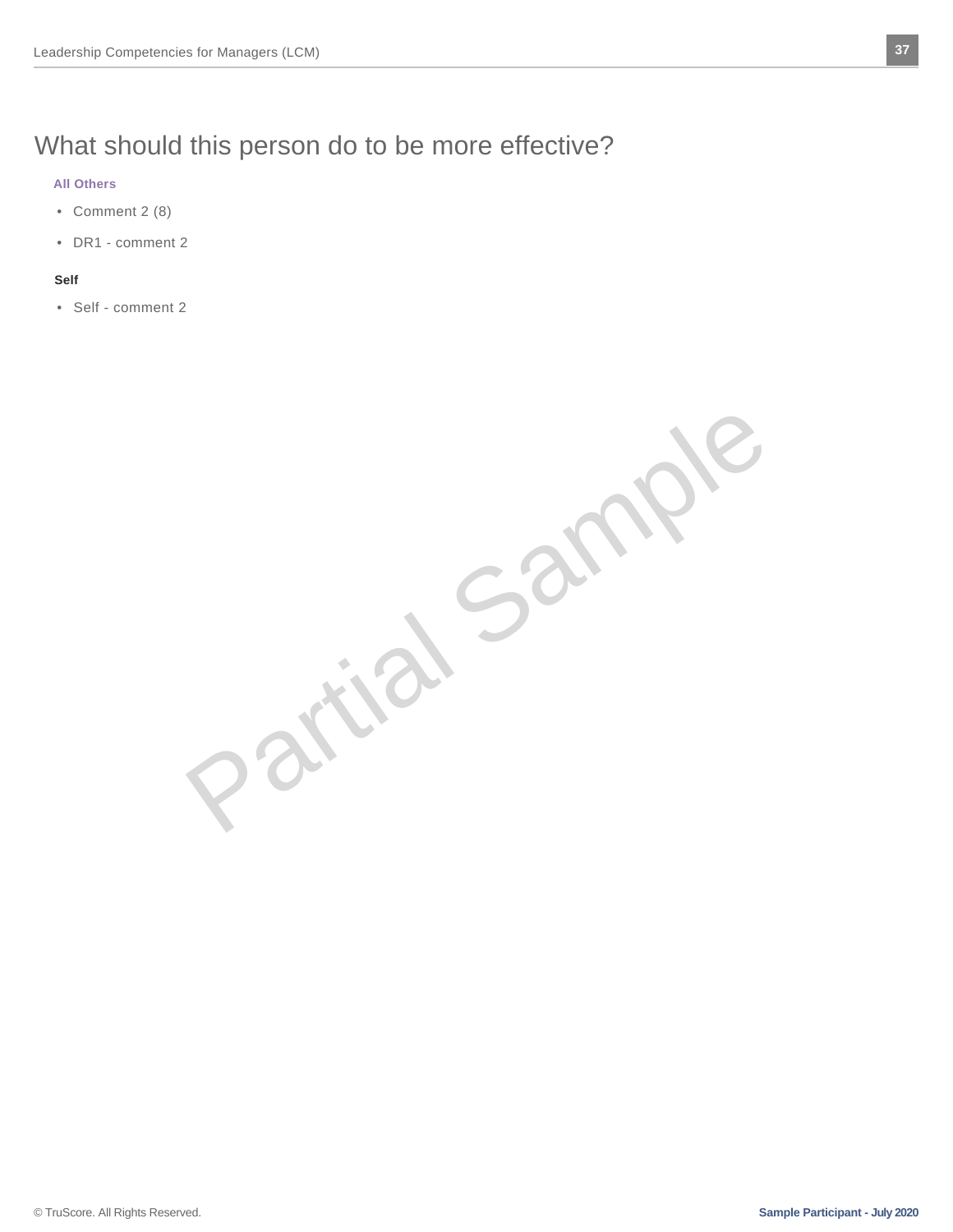# What should this person do to be more effective?

**All Others**

- Comment 2 (8)
- DR1 - comment 2

**Self**

- Self - comment 2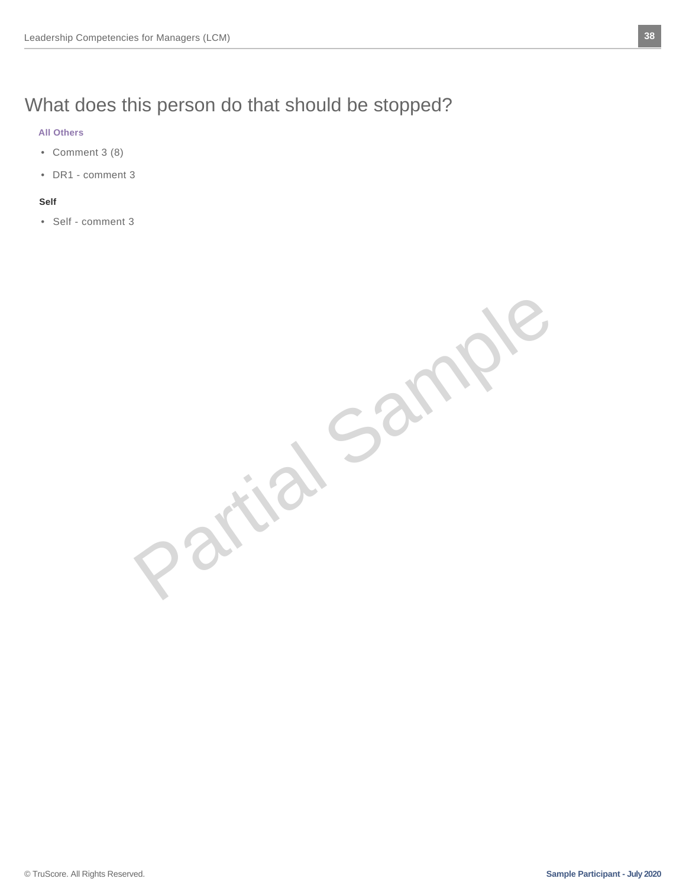# What does this person do that should be stopped?

**All Others**

- Comment 3 (8)
- DR1 - comment 3

**Self**

- Self - comment 3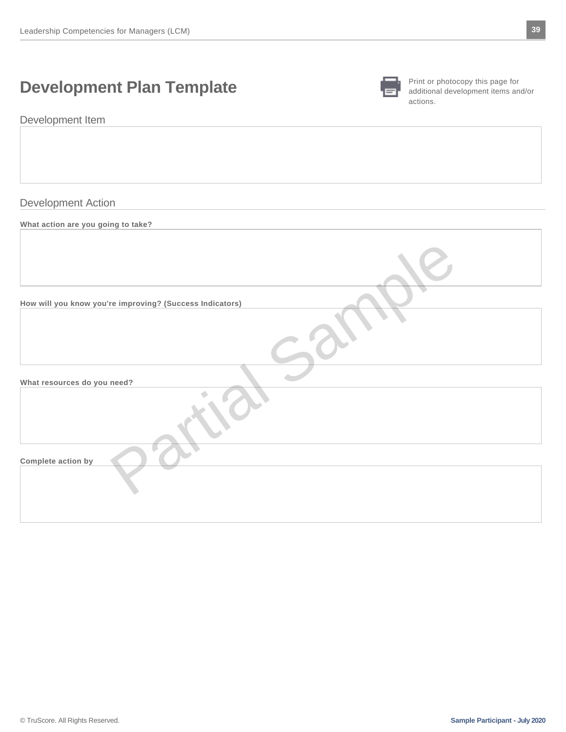# Development Plan Template

Print or photocopy this page for additional development items and/or actions.

## Development Item

## Development Action

**What action are you going to take?**

**How will you know you're improving? (Success Indicators)**

**What resources do you need?**

**Complete action by**